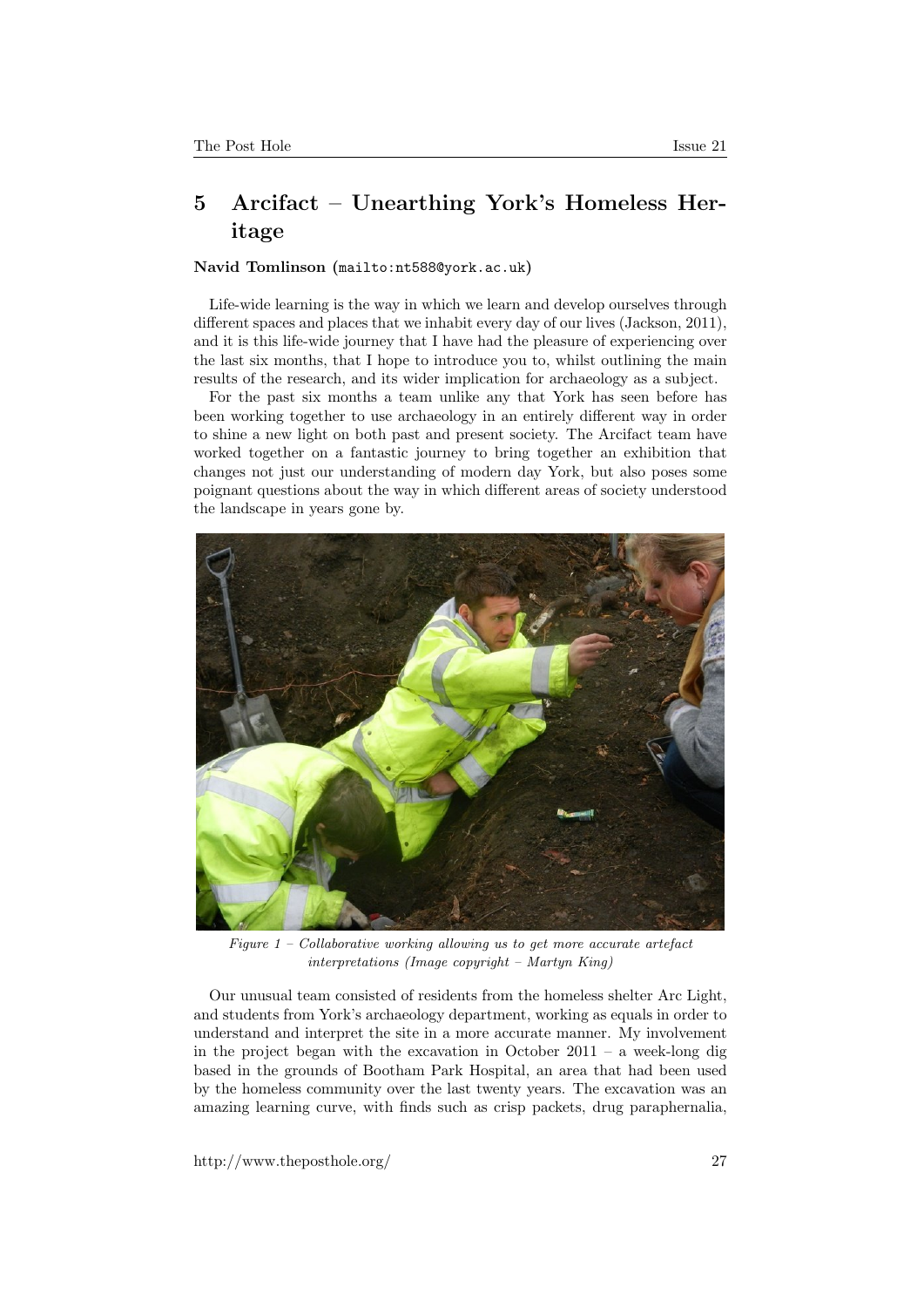## 5 Arcifact – Unearthing York's Homeless Heritage

**Navid Tomlinson** (mailto:nt588@york.ac.uk)

Life-wide learning is the way in which we learn and develop ourselves through different spaces and places that we inhabit every day of our lives (Jackson, 2011), and it is this life-wide journey that I have had the pleasure of experiencing over the last six months, that I hope to introduce you to, whilst outlining the main results of the research, and its wider implication for archaeology as a subject.

For the past six months a team unlike any that York has seen before has been working together to use archaeology in an entirely different way in order to shine a new light on both past and present society. The Arcifact team have worked together on a fantastic journey to bring together an exhibition that changes not just our understanding of modern day York, but also poses some poignant questions about the way in which different areas of society understood the landscape in years gone by.

*Figure 1 – Collaborative working allowing us to get more accurate artefact interpretations (Image copyright – Martyn King)*

Our unusual team consisted of residents from the homeless shelter Arc Light, and students from York's archaeology department, working as equals in order to understand and interpret the site in a more accurate manner. My involvement in the project began with the excavation in October 2011 – a week-long dig based in the grounds of Bootham Park Hospital, an area that had been used by the homeless community over the last twenty years. The excavation was an amazing learning curve, with finds such as crisp packets, drug paraphernalia,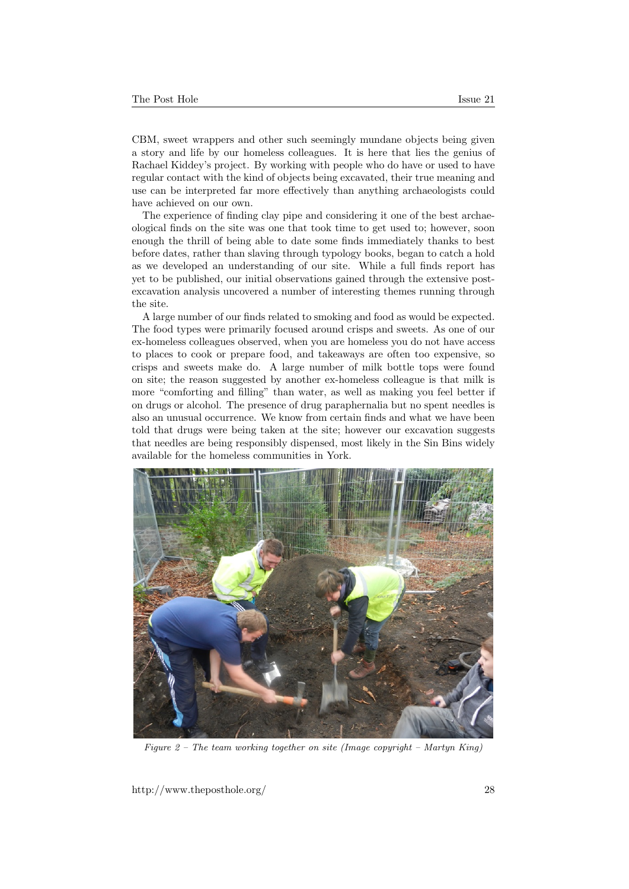CBM, sweet wrappers and other such seemingly mundane objects being given a story and life by our homeless colleagues. It is here that lies the genius of Rachael Kiddey's project. By working with people who do have or used to have regular contact with the kind of objects being excavated, their true meaning and use can be interpreted far more effectively than anything archaeologists could have achieved on our own.

The experience of finding clay pipe and considering it one of the best archaeological finds on the site was one that took time to get used to; however, soon enough the thrill of being able to date some finds immediately thanks to best before dates, rather than slaving through typology books, began to catch a hold as we developed an understanding of our site. While a full finds report has yet to be published, our initial observations gained through the extensive post-excavation analysis uncovered a number of interesting themes running through the site.

A large number of our finds related to smoking and food as would be expected. The food types were primarily focused around crisps and sweets. As one of our ex-homeless colleagues observed, when you are homeless you do not have access to places to cook or prepare food, and takeaways are often too expensive, so crisps and sweets make do. A large number of milk bottle tops were found on site; the reason suggested by another ex-homeless colleague is that milk is more "comforting and filling" than water, as well as making you feel better if on drugs or alcohol. The presence of drug paraphernalia but no spent needles is also an unusual occurrence. We know from certain finds and what we have been told that drugs were being taken at the site; however our excavation suggests that needles are being responsibly dispensed, most likely in the Sin Bins widely available for the homeless communities in York.

*Figure 2 – The team working together on site (Image copyright – Martyn King)*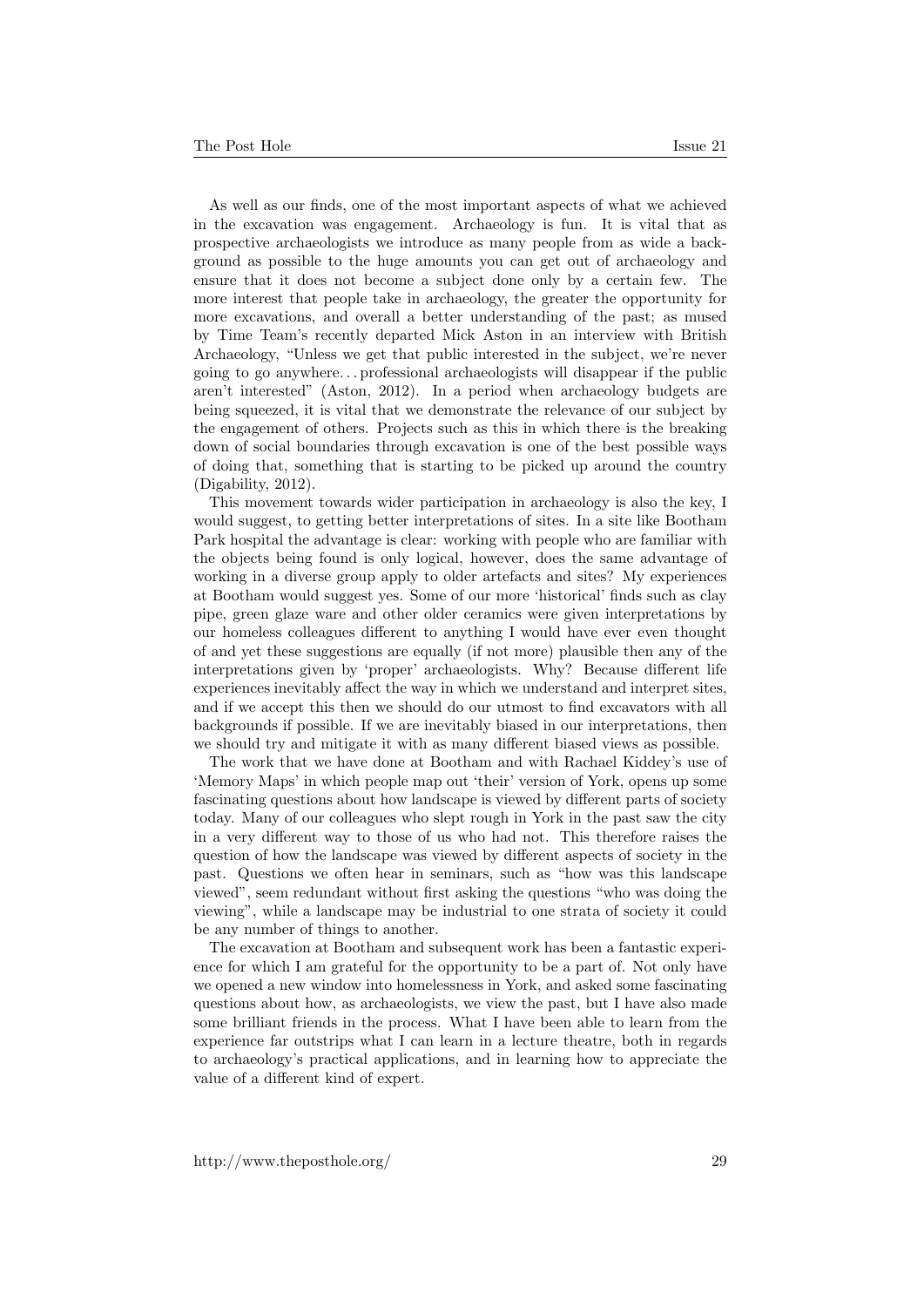As well as our finds, one of the most important aspects of what we achieved in the excavation was engagement. Archaeology is fun. It is vital that as prospective archaeologists we introduce as many people from as wide a background as possible to the huge amounts you can get out of archaeology and ensure that it does not become a subject done only by a certain few. The more interest that people take in archaeology, the greater the opportunity for more excavations, and overall a better understanding of the past; as mused by Time Team's recently departed Mick Aston in an interview with British Archaeology, "Unless we get that public interested in the subject, we're never going to go anywhere. . . professional archaeologists will disappear if the public aren't interested" (Aston, 2012). In a period when archaeology budgets are being squeezed, it is vital that we demonstrate the relevance of our subject by the engagement of others. Projects such as this in which there is the breaking down of social boundaries through excavation is one of the best possible ways of doing that, something that is starting to be picked up around the country (Digability, 2012).

This movement towards wider participation in archaeology is also the key, I would suggest, to getting better interpretations of sites. In a site like Bootham Park hospital the advantage is clear: working with people who are familiar with the objects being found is only logical, however, does the same advantage of working in a diverse group apply to older artefacts and sites? My experiences at Bootham would suggest yes. Some of our more 'historical' finds such as clay pipe, green glaze ware and other older ceramics were given interpretations by our homeless colleagues different to anything I would have ever even thought of and yet these suggestions are equally (if not more) plausible then any of the interpretations given by 'proper' archaeologists. Why? Because different life experiences inevitably affect the way in which we understand and interpret sites, and if we accept this then we should do our utmost to find excavators with all backgrounds if possible. If we are inevitably biased in our interpretations, then we should try and mitigate it with as many different biased views as possible.

The work that we have done at Bootham and with Rachael Kiddey's use of 'Memory Maps' in which people map out 'their' version of York, opens up some fascinating questions about how landscape is viewed by different parts of society today. Many of our colleagues who slept rough in York in the past saw the city in a very different way to those of us who had not. This therefore raises the question of how the landscape was viewed by different aspects of society in the past. Questions we often hear in seminars, such as "how was this landscape viewed", seem redundant without first asking the questions "who was doing the viewing", while a landscape may be industrial to one strata of society it could be any number of things to another.

The excavation at Bootham and subsequent work has been a fantastic experience for which I am grateful for the opportunity to be a part of. Not only have we opened a new window into homelessness in York, and asked some fascinating questions about how, as archaeologists, we view the past, but I have also made some brilliant friends in the process. What I have been able to learn from the experience far outstrips what I can learn in a lecture theatre, both in regards to archaeology's practical applications, and in learning how to appreciate the value of a different kind of expert.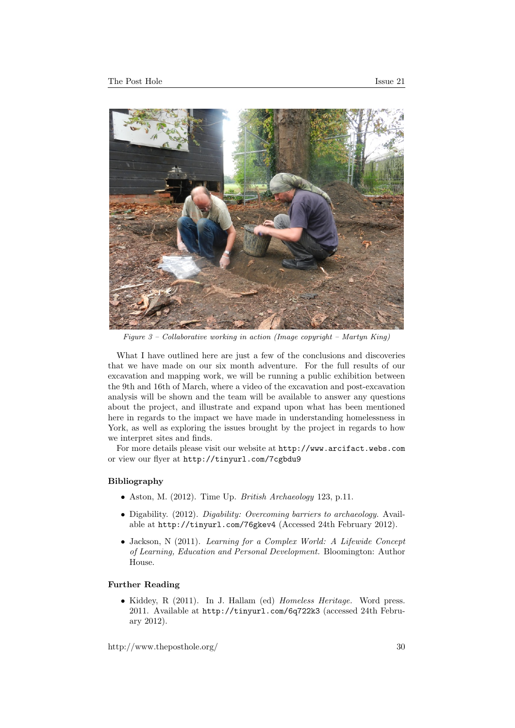*Figure 3 – Collaborative working in action (Image copyright – Martyn King)*

What I have outlined here are just a few of the conclusions and discoveries that we have made on our six month adventure. For the full results of our excavation and mapping work, we will be running a public exhibition between the 9th and 16th of March, where a video of the excavation and post-excavation analysis will be shown and the team will be available to answer any questions about the project, and illustrate and expand upon what has been mentioned here in regards to the impact we have made in understanding homelessness in York, as well as exploring the issues brought by the project in regards to how we interpret sites and finds.

For more details please visit our website at `http://www.arcifact.webs.com` or view our flyer at `http://tinyurl.com/7cgbdu9`

### Bibliography

- Aston, M. (2012). Time Up. *British Archaeology* 123, p.11.
- Digability. (2012). *Digability: Overcoming barriers to archaeology.* Available at `http://tinyurl.com/76gkev4` (Accessed 24th February 2012).
- Jackson, N (2011). *Learning for a Complex World: A Lifewide Concept of Learning, Education and Personal Development.* Bloomington: Author House.

### Further Reading

- Kiddey, R (2011). In J. Hallam (ed) *Homeless Heritage.* Word press. 2011. Available at `http://tinyurl.com/6q722k3` (accessed 24th February 2012).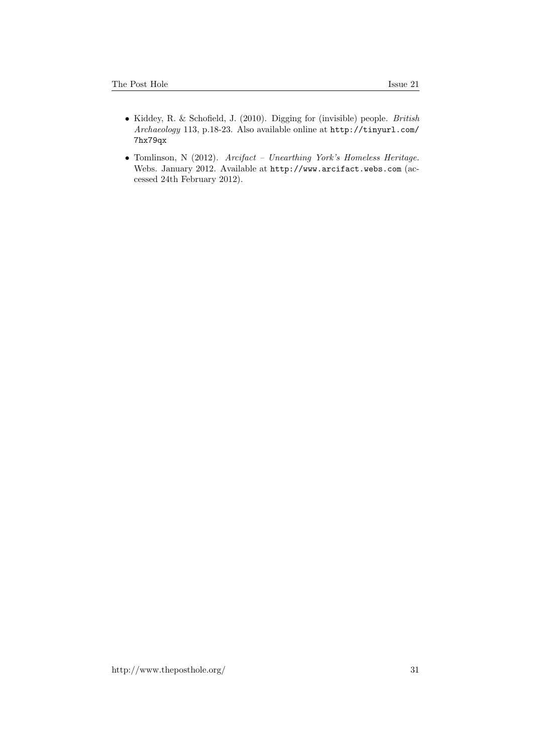- Kiddey, R. & Schofield, J. (2010). Digging for (invisible) people. *British Archaeology* 113, p.18-23. Also available online at http://tinyurl.com/7hx79qx
- Tomlinson, N (2012). *Arcifact – Unearthing York's Homeless Heritage.* Webs. January 2012. Available at http://www.arcifact.webs.com (accessed 24th February 2012).